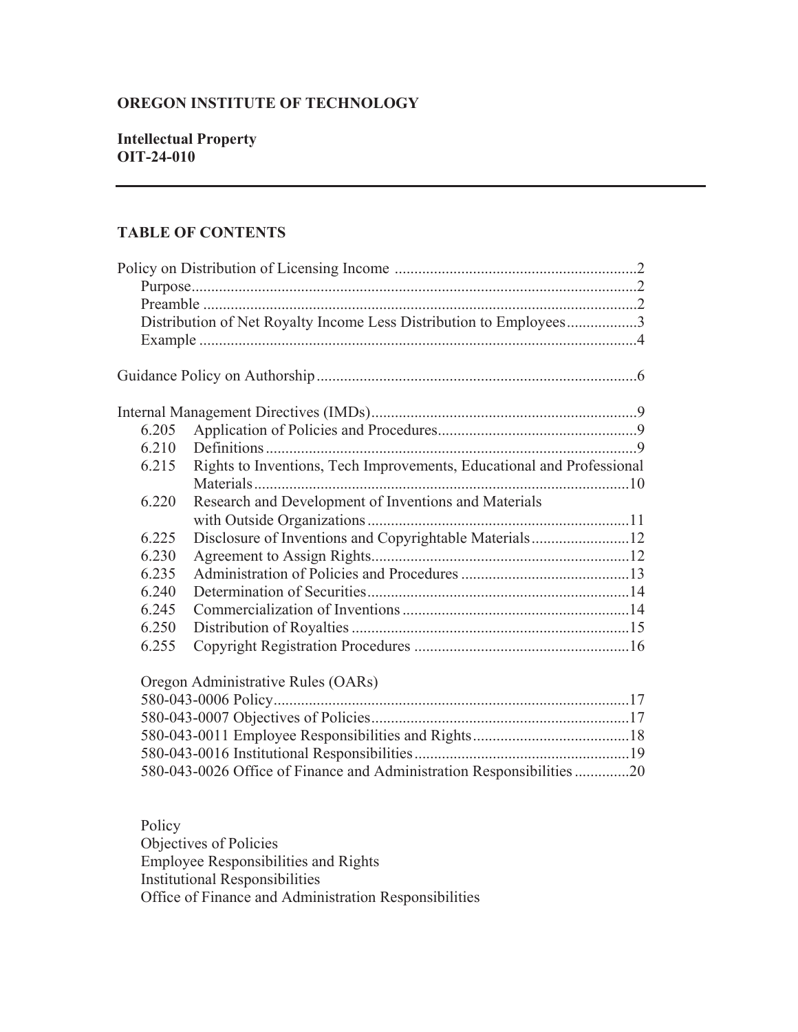**OREGON INSTITUTE OF TECHNOLOGY**

**Intellectual Property**
**OIT-24-010**

---

## TABLE OF CONTENTS

Policy on Distribution of Licensing Income ............................................................2
- Purpose................................................................................................................2
- Preamble .............................................................................................................2
- Distribution of Net Royalty Income Less Distribution to Employees..................3
- Example ...............................................................................................................4

Guidance Policy on Authorship.................................................................................6

Internal Management Directives (IMDs)...................................................................9

| | | |
|---|---|---|
| 6.205 | Application of Policies and Procedures | 9 |
| 6.210 | Definitions | 9 |
| 6.215 | Rights to Inventions, Tech Improvements, Educational and Professional Materials | 10 |
| 6.220 | Research and Development of Inventions and Materials with Outside Organizations | 11 |
| 6.225 | Disclosure of Inventions and Copyrightable Materials | 12 |
| 6.230 | Agreement to Assign Rights | 12 |
| 6.235 | Administration of Policies and Procedures | 13 |
| 6.240 | Determination of Securities | 14 |
| 6.245 | Commercialization of Inventions | 14 |
| 6.250 | Distribution of Royalties | 15 |
| 6.255 | Copyright Registration Procedures | 16 |

Oregon Administrative Rules (OARs)
- 580-043-0006 Policy..........................................................................................17
- 580-043-0007 Objectives of Policies.................................................................17
- 580-043-0011 Employee Responsibilities and Rights........................................18
- 580-043-0016 Institutional Responsibilities......................................................19
- 580-043-0026 Office of Finance and Administration Responsibilities..............20

Policy
Objectives of Policies
Employee Responsibilities and Rights
Institutional Responsibilities
Office of Finance and Administration Responsibilities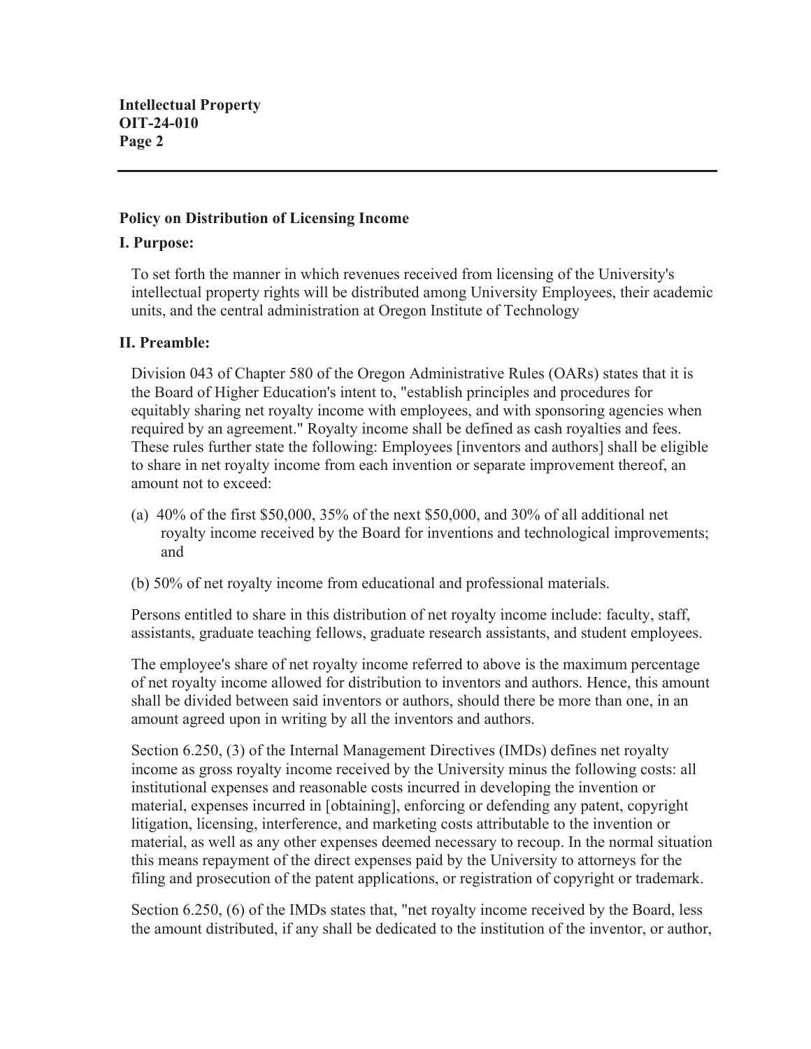**Policy on Distribution of Licensing Income**

**I. Purpose:**

To set forth the manner in which revenues received from licensing of the University's intellectual property rights will be distributed among University Employees, their academic units, and the central administration at Oregon Institute of Technology

**II. Preamble:**

Division 043 of Chapter 580 of the Oregon Administrative Rules (OARs) states that it is the Board of Higher Education's intent to, "establish principles and procedures for equitably sharing net royalty income with employees, and with sponsoring agencies when required by an agreement." Royalty income shall be defined as cash royalties and fees. These rules further state the following: Employees [inventors and authors] shall be eligible to share in net royalty income from each invention or separate improvement thereof, an amount not to exceed:

(a) 40% of the first $50,000, 35% of the next $50,000, and 30% of all additional net royalty income received by the Board for inventions and technological improvements; and

(b) 50% of net royalty income from educational and professional materials.

Persons entitled to share in this distribution of net royalty income include: faculty, staff, assistants, graduate teaching fellows, graduate research assistants, and student employees.

The employee's share of net royalty income referred to above is the maximum percentage of net royalty income allowed for distribution to inventors and authors. Hence, this amount shall be divided between said inventors or authors, should there be more than one, in an amount agreed upon in writing by all the inventors and authors.

Section 6.250, (3) of the Internal Management Directives (IMDs) defines net royalty income as gross royalty income received by the University minus the following costs: all institutional expenses and reasonable costs incurred in developing the invention or material, expenses incurred in [obtaining], enforcing or defending any patent, copyright litigation, licensing, interference, and marketing costs attributable to the invention or material, as well as any other expenses deemed necessary to recoup. In the normal situation this means repayment of the direct expenses paid by the University to attorneys for the filing and prosecution of the patent applications, or registration of copyright or trademark.

Section 6.250, (6) of the IMDs states that, "net royalty income received by the Board, less the amount distributed, if any shall be dedicated to the institution of the inventor, or author,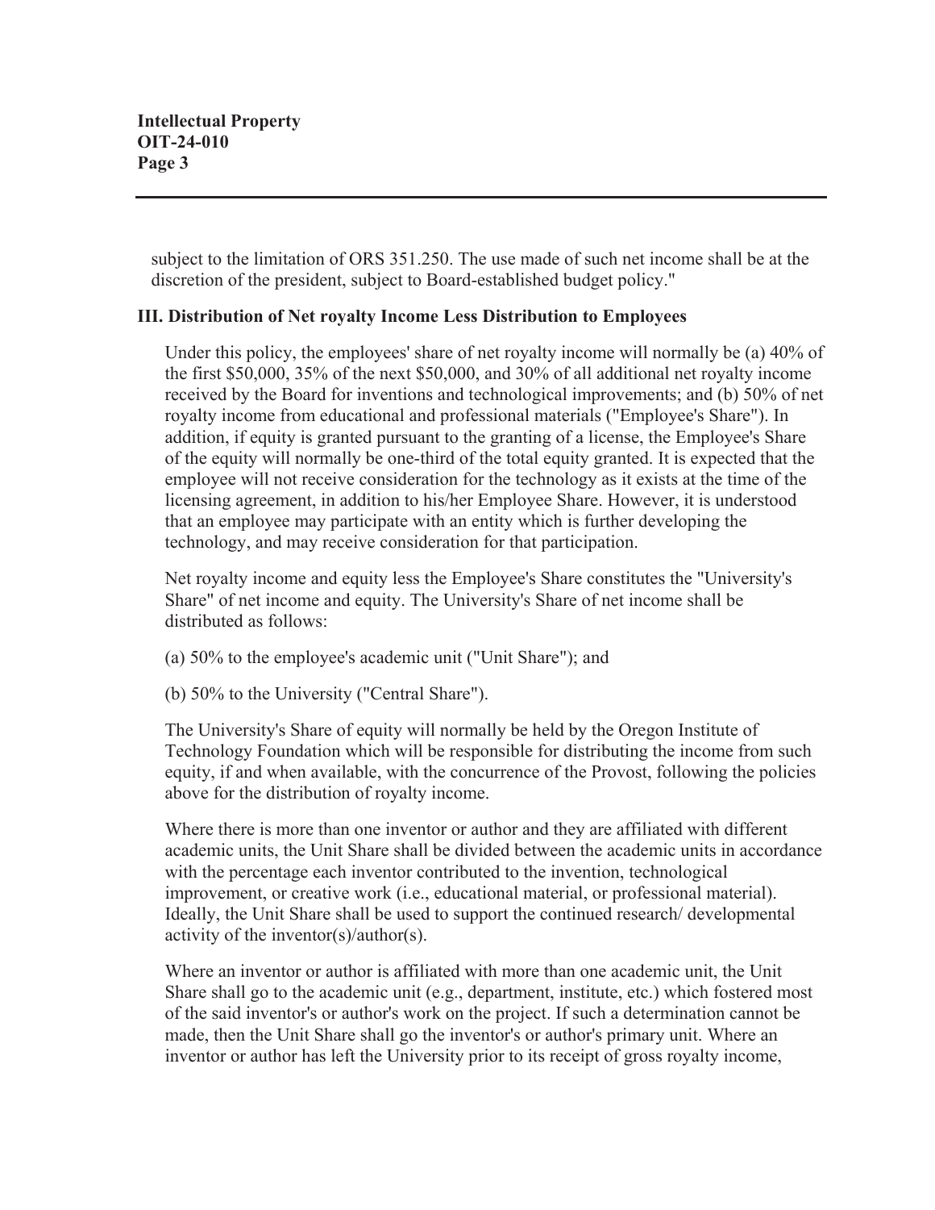subject to the limitation of ORS 351.250. The use made of such net income shall be at the discretion of the president, subject to Board-established budget policy."

### III. Distribution of Net royalty Income Less Distribution to Employees

Under this policy, the employees' share of net royalty income will normally be (a) 40% of the first $50,000, 35% of the next $50,000, and 30% of all additional net royalty income received by the Board for inventions and technological improvements; and (b) 50% of net royalty income from educational and professional materials ("Employee's Share"). In addition, if equity is granted pursuant to the granting of a license, the Employee's Share of the equity will normally be one-third of the total equity granted. It is expected that the employee will not receive consideration for the technology as it exists at the time of the licensing agreement, in addition to his/her Employee Share. However, it is understood that an employee may participate with an entity which is further developing the technology, and may receive consideration for that participation.

Net royalty income and equity less the Employee's Share constitutes the "University's Share" of net income and equity. The University's Share of net income shall be distributed as follows:

(a) 50% to the employee's academic unit ("Unit Share"); and

(b) 50% to the University ("Central Share").

The University's Share of equity will normally be held by the Oregon Institute of Technology Foundation which will be responsible for distributing the income from such equity, if and when available, with the concurrence of the Provost, following the policies above for the distribution of royalty income.

Where there is more than one inventor or author and they are affiliated with different academic units, the Unit Share shall be divided between the academic units in accordance with the percentage each inventor contributed to the invention, technological improvement, or creative work (i.e., educational material, or professional material). Ideally, the Unit Share shall be used to support the continued research/ developmental activity of the inventor(s)/author(s).

Where an inventor or author is affiliated with more than one academic unit, the Unit Share shall go to the academic unit (e.g., department, institute, etc.) which fostered most of the said inventor's or author's work on the project. If such a determination cannot be made, then the Unit Share shall go the inventor's or author's primary unit. Where an inventor or author has left the University prior to its receipt of gross royalty income,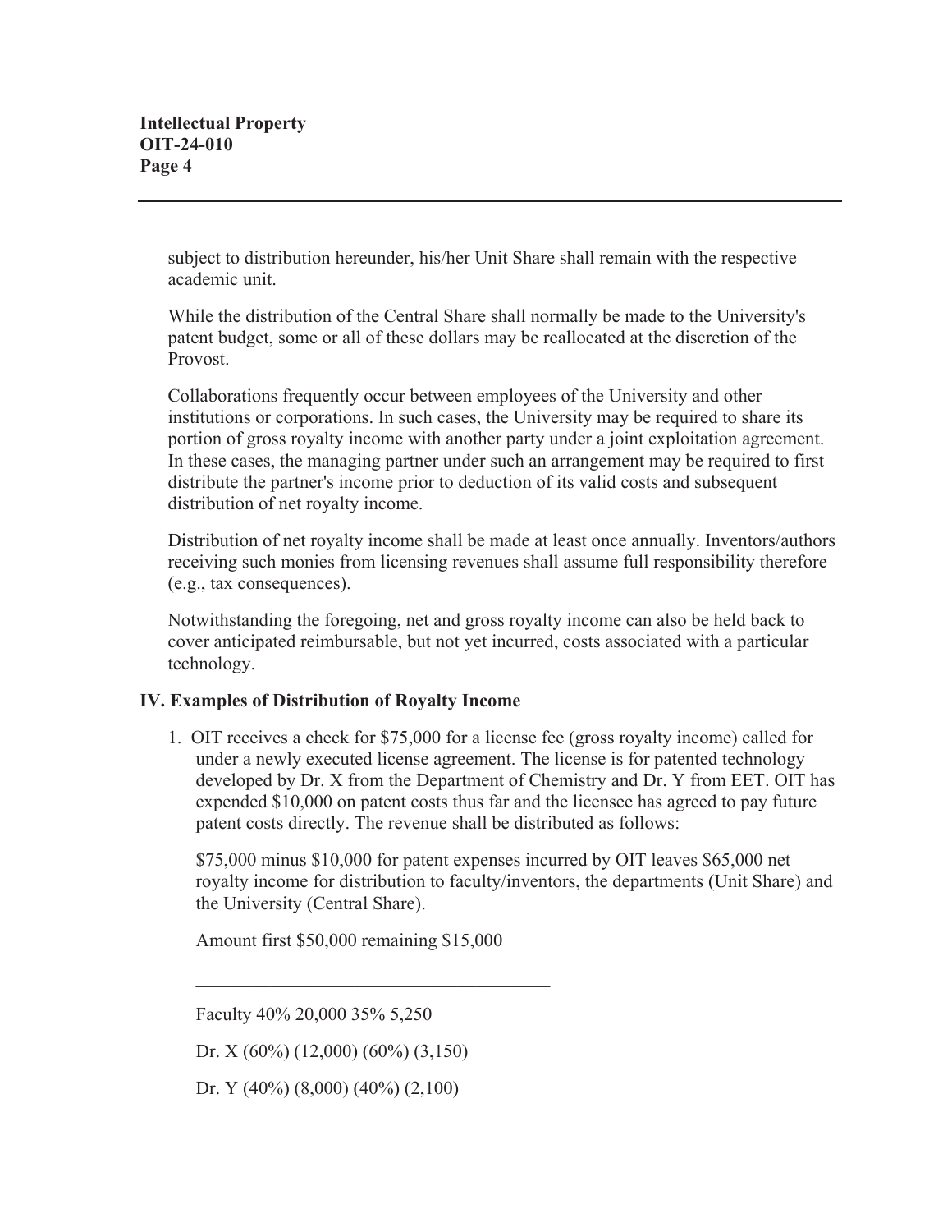subject to distribution hereunder, his/her Unit Share shall remain with the respective academic unit.

While the distribution of the Central Share shall normally be made to the University's patent budget, some or all of these dollars may be reallocated at the discretion of the Provost.

Collaborations frequently occur between employees of the University and other institutions or corporations. In such cases, the University may be required to share its portion of gross royalty income with another party under a joint exploitation agreement. In these cases, the managing partner under such an arrangement may be required to first distribute the partner's income prior to deduction of its valid costs and subsequent distribution of net royalty income.

Distribution of net royalty income shall be made at least once annually. Inventors/authors receiving such monies from licensing revenues shall assume full responsibility therefore (e.g., tax consequences).

Notwithstanding the foregoing, net and gross royalty income can also be held back to cover anticipated reimbursable, but not yet incurred, costs associated with a particular technology.

## IV. Examples of Distribution of Royalty Income

1. OIT receives a check for $75,000 for a license fee (gross royalty income) called for under a newly executed license agreement. The license is for patented technology developed by Dr. X from the Department of Chemistry and Dr. Y from EET. OIT has expended $10,000 on patent costs thus far and the licensee has agreed to pay future patent costs directly. The revenue shall be distributed as follows:

   $75,000 minus $10,000 for patent expenses incurred by OIT leaves $65,000 net royalty income for distribution to faculty/inventors, the departments (Unit Share) and the University (Central Share).

   | Amount | first $50,000 | | remaining $15,000 | |
   |---|---|---|---|---|
   | Faculty | 40% | 20,000 | 35% | 5,250 |
   | Dr. X | (60%) | (12,000) | (60%) | (3,150) |
   | Dr. Y | (40%) | (8,000) | (40%) | (2,100) |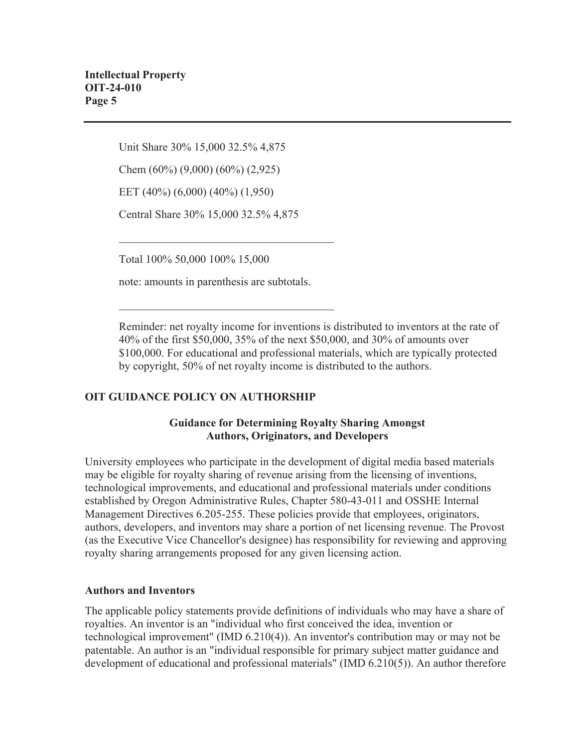Unit Share 30% 15,000 32.5% 4,875

Chem (60%) (9,000) (60%) (2,925)

EET (40%) (6,000) (40%) (1,950)

Central Share 30% 15,000 32.5% 4,875

---

Total 100% 50,000 100% 15,000

note: amounts in parenthesis are subtotals.

---

Reminder: net royalty income for inventions is distributed to inventors at the rate of 40% of the first $50,000, 35% of the next $50,000, and 30% of amounts over $100,000. For educational and professional materials, which are typically protected by copyright, 50% of net royalty income is distributed to the authors.

## OIT GUIDANCE POLICY ON AUTHORSHIP

### Guidance for Determining Royalty Sharing Amongst Authors, Originators, and Developers

University employees who participate in the development of digital media based materials may be eligible for royalty sharing of revenue arising from the licensing of inventions, technological improvements, and educational and professional materials under conditions established by Oregon Administrative Rules, Chapter 580-43-011 and OSSHE Internal Management Directives 6.205-255. These policies provide that employees, originators, authors, developers, and inventors may share a portion of net licensing revenue. The Provost (as the Executive Vice Chancellor's designee) has responsibility for reviewing and approving royalty sharing arrangements proposed for any given licensing action.

### Authors and Inventors

The applicable policy statements provide definitions of individuals who may have a share of royalties. An inventor is an "individual who first conceived the idea, invention or technological improvement" (IMD 6.210(4)). An inventor's contribution may or may not be patentable. An author is an "individual responsible for primary subject matter guidance and development of educational and professional materials" (IMD 6.210(5)). An author therefore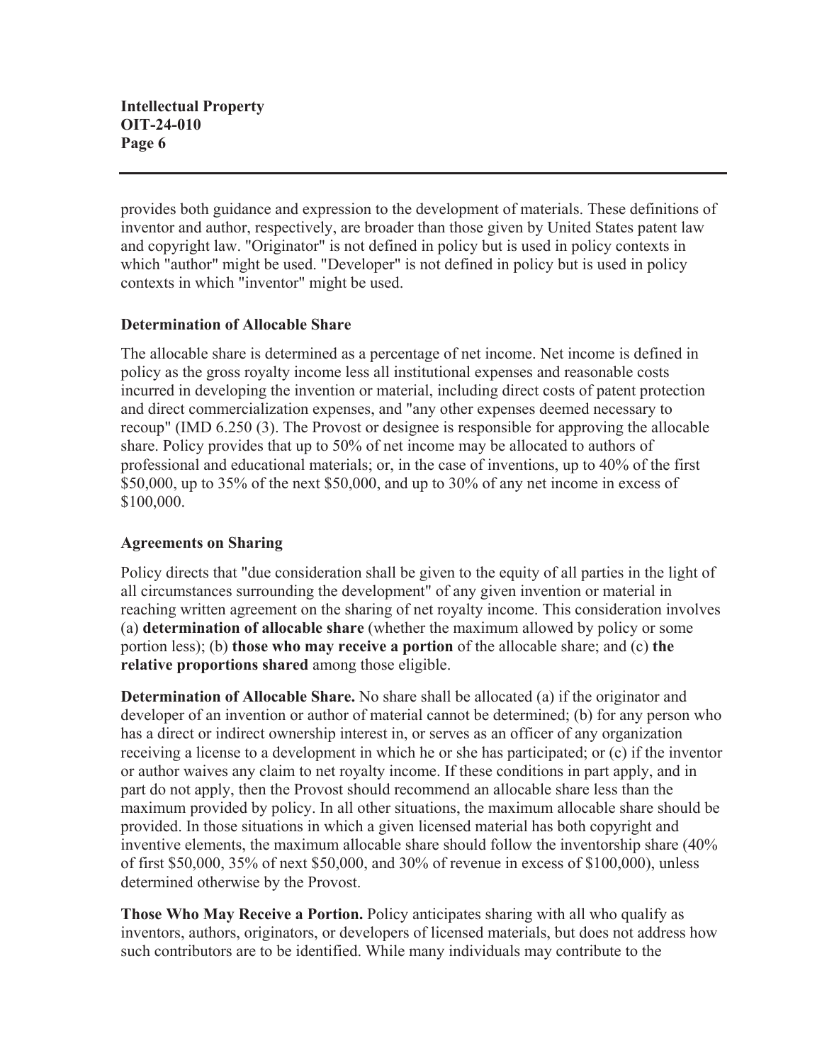provides both guidance and expression to the development of materials. These definitions of inventor and author, respectively, are broader than those given by United States patent law and copyright law. "Originator" is not defined in policy but is used in policy contexts in which "author" might be used. "Developer" is not defined in policy but is used in policy contexts in which "inventor" might be used.

### Determination of Allocable Share

The allocable share is determined as a percentage of net income. Net income is defined in policy as the gross royalty income less all institutional expenses and reasonable costs incurred in developing the invention or material, including direct costs of patent protection and direct commercialization expenses, and "any other expenses deemed necessary to recoup" (IMD 6.250 (3). The Provost or designee is responsible for approving the allocable share. Policy provides that up to 50% of net income may be allocated to authors of professional and educational materials; or, in the case of inventions, up to 40% of the first $50,000, up to 35% of the next $50,000, and up to 30% of any net income in excess of $100,000.

### Agreements on Sharing

Policy directs that "due consideration shall be given to the equity of all parties in the light of all circumstances surrounding the development" of any given invention or material in reaching written agreement on the sharing of net royalty income. This consideration involves (a) **determination of allocable share** (whether the maximum allowed by policy or some portion less); (b) **those who may receive a portion** of the allocable share; and (c) **the relative proportions shared** among those eligible.

**Determination of Allocable Share.** No share shall be allocated (a) if the originator and developer of an invention or author of material cannot be determined; (b) for any person who has a direct or indirect ownership interest in, or serves as an officer of any organization receiving a license to a development in which he or she has participated; or (c) if the inventor or author waives any claim to net royalty income. If these conditions in part apply, and in part do not apply, then the Provost should recommend an allocable share less than the maximum provided by policy. In all other situations, the maximum allocable share should be provided. In those situations in which a given licensed material has both copyright and inventive elements, the maximum allocable share should follow the inventorship share (40% of first $50,000, 35% of next $50,000, and 30% of revenue in excess of $100,000), unless determined otherwise by the Provost.

**Those Who May Receive a Portion.** Policy anticipates sharing with all who qualify as inventors, authors, originators, or developers of licensed materials, but does not address how such contributors are to be identified. While many individuals may contribute to the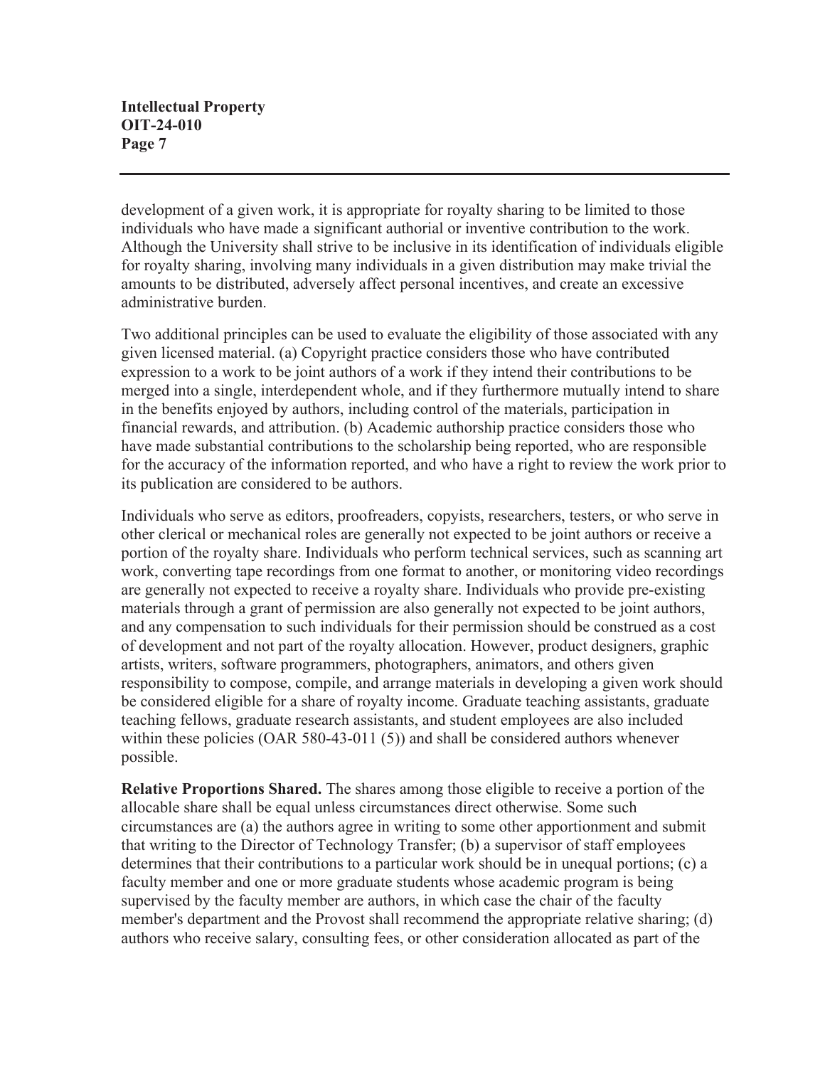development of a given work, it is appropriate for royalty sharing to be limited to those individuals who have made a significant authorial or inventive contribution to the work. Although the University shall strive to be inclusive in its identification of individuals eligible for royalty sharing, involving many individuals in a given distribution may make trivial the amounts to be distributed, adversely affect personal incentives, and create an excessive administrative burden.

Two additional principles can be used to evaluate the eligibility of those associated with any given licensed material. (a) Copyright practice considers those who have contributed expression to a work to be joint authors of a work if they intend their contributions to be merged into a single, interdependent whole, and if they furthermore mutually intend to share in the benefits enjoyed by authors, including control of the materials, participation in financial rewards, and attribution. (b) Academic authorship practice considers those who have made substantial contributions to the scholarship being reported, who are responsible for the accuracy of the information reported, and who have a right to review the work prior to its publication are considered to be authors.

Individuals who serve as editors, proofreaders, copyists, researchers, testers, or who serve in other clerical or mechanical roles are generally not expected to be joint authors or receive a portion of the royalty share. Individuals who perform technical services, such as scanning art work, converting tape recordings from one format to another, or monitoring video recordings are generally not expected to receive a royalty share. Individuals who provide pre-existing materials through a grant of permission are also generally not expected to be joint authors, and any compensation to such individuals for their permission should be construed as a cost of development and not part of the royalty allocation. However, product designers, graphic artists, writers, software programmers, photographers, animators, and others given responsibility to compose, compile, and arrange materials in developing a given work should be considered eligible for a share of royalty income. Graduate teaching assistants, graduate teaching fellows, graduate research assistants, and student employees are also included within these policies (OAR 580-43-011 (5)) and shall be considered authors whenever possible.

**Relative Proportions Shared.** The shares among those eligible to receive a portion of the allocable share shall be equal unless circumstances direct otherwise. Some such circumstances are (a) the authors agree in writing to some other apportionment and submit that writing to the Director of Technology Transfer; (b) a supervisor of staff employees determines that their contributions to a particular work should be in unequal portions; (c) a faculty member and one or more graduate students whose academic program is being supervised by the faculty member are authors, in which case the chair of the faculty member's department and the Provost shall recommend the appropriate relative sharing; (d) authors who receive salary, consulting fees, or other consideration allocated as part of the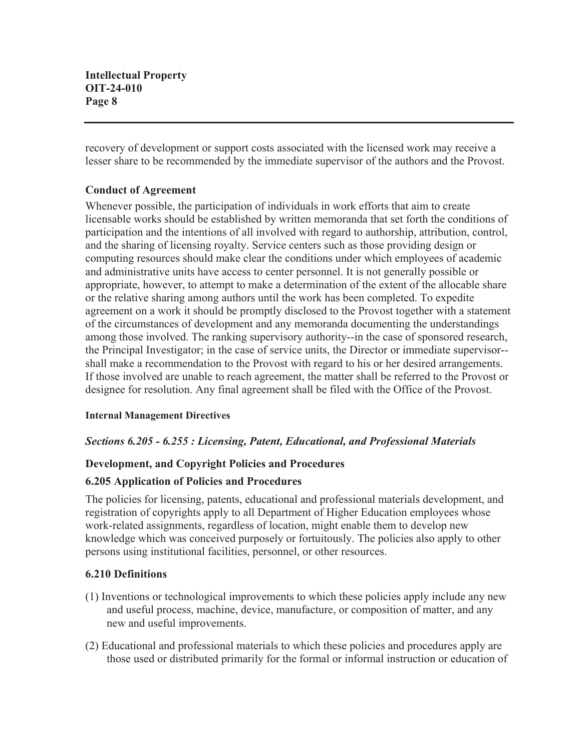recovery of development or support costs associated with the licensed work may receive a lesser share to be recommended by the immediate supervisor of the authors and the Provost.

### Conduct of Agreement

Whenever possible, the participation of individuals in work efforts that aim to create licensable works should be established by written memoranda that set forth the conditions of participation and the intentions of all involved with regard to authorship, attribution, control, and the sharing of licensing royalty. Service centers such as those providing design or computing resources should make clear the conditions under which employees of academic and administrative units have access to center personnel. It is not generally possible or appropriate, however, to attempt to make a determination of the extent of the allocable share or the relative sharing among authors until the work has been completed. To expedite agreement on a work it should be promptly disclosed to the Provost together with a statement of the circumstances of development and any memoranda documenting the understandings among those involved. The ranking supervisory authority--in the case of sponsored research, the Principal Investigator; in the case of service units, the Director or immediate supervisor--shall make a recommendation to the Provost with regard to his or her desired arrangements. If those involved are unable to reach agreement, the matter shall be referred to the Provost or designee for resolution. Any final agreement shall be filed with the Office of the Provost.

#### Internal Management Directives

### *Sections 6.205 - 6.255 : Licensing, Patent, Educational, and Professional Materials*

### Development, and Copyright Policies and Procedures

### 6.205 Application of Policies and Procedures

The policies for licensing, patents, educational and professional materials development, and registration of copyrights apply to all Department of Higher Education employees whose work-related assignments, regardless of location, might enable them to develop new knowledge which was conceived purposely or fortuitously. The policies also apply to other persons using institutional facilities, personnel, or other resources.

### 6.210 Definitions

(1) Inventions or technological improvements to which these policies apply include any new and useful process, machine, device, manufacture, or composition of matter, and any new and useful improvements.

(2) Educational and professional materials to which these policies and procedures apply are those used or distributed primarily for the formal or informal instruction or education of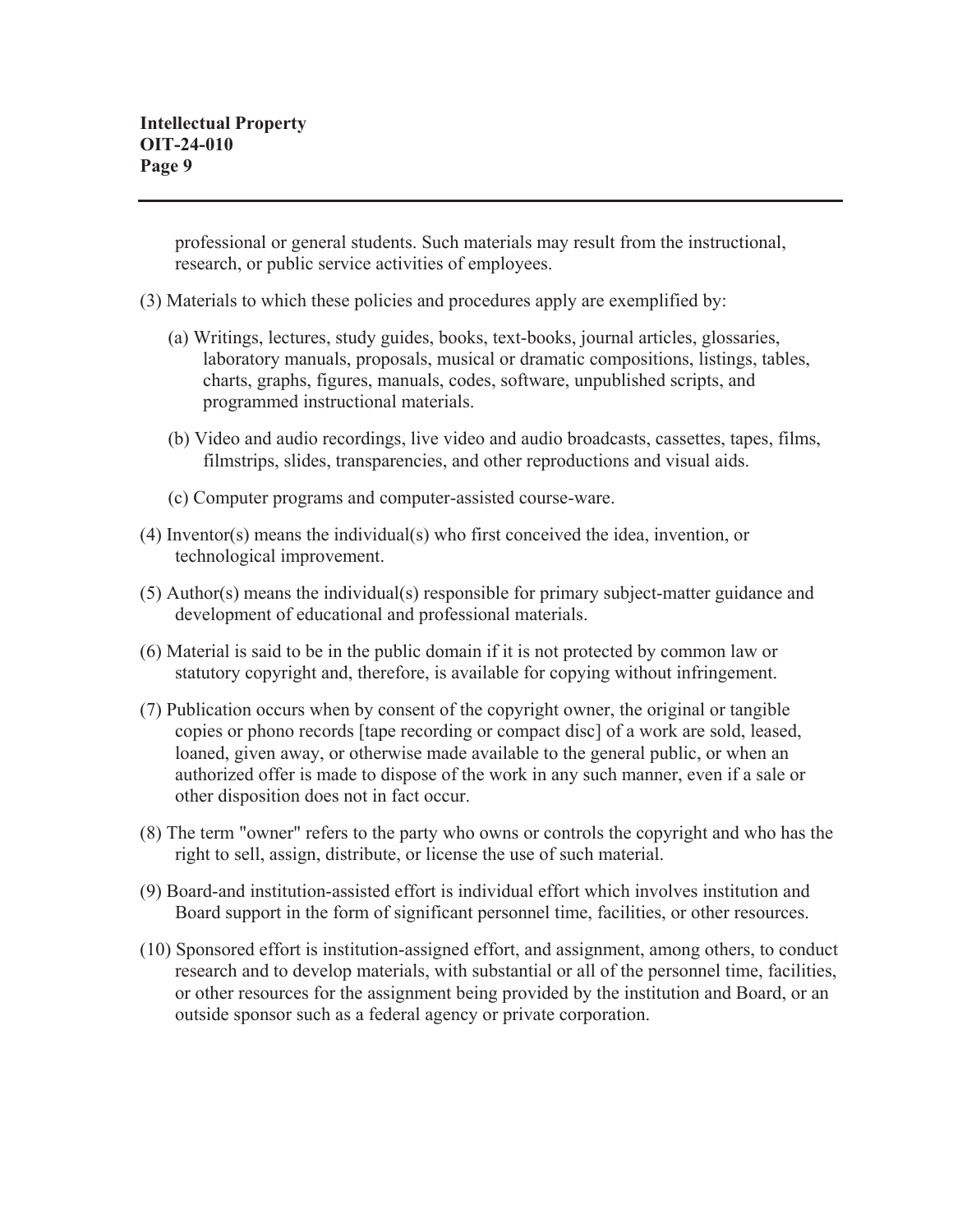professional or general students. Such materials may result from the instructional, research, or public service activities of employees.

(3) Materials to which these policies and procedures apply are exemplified by:

(a) Writings, lectures, study guides, books, text-books, journal articles, glossaries, laboratory manuals, proposals, musical or dramatic compositions, listings, tables, charts, graphs, figures, manuals, codes, software, unpublished scripts, and programmed instructional materials.

(b) Video and audio recordings, live video and audio broadcasts, cassettes, tapes, films, filmstrips, slides, transparencies, and other reproductions and visual aids.

(c) Computer programs and computer-assisted course-ware.

(4) Inventor(s) means the individual(s) who first conceived the idea, invention, or technological improvement.

(5) Author(s) means the individual(s) responsible for primary subject-matter guidance and development of educational and professional materials.

(6) Material is said to be in the public domain if it is not protected by common law or statutory copyright and, therefore, is available for copying without infringement.

(7) Publication occurs when by consent of the copyright owner, the original or tangible copies or phono records [tape recording or compact disc] of a work are sold, leased, loaned, given away, or otherwise made available to the general public, or when an authorized offer is made to dispose of the work in any such manner, even if a sale or other disposition does not in fact occur.

(8) The term "owner" refers to the party who owns or controls the copyright and who has the right to sell, assign, distribute, or license the use of such material.

(9) Board-and institution-assisted effort is individual effort which involves institution and Board support in the form of significant personnel time, facilities, or other resources.

(10) Sponsored effort is institution-assigned effort, and assignment, among others, to conduct research and to develop materials, with substantial or all of the personnel time, facilities, or other resources for the assignment being provided by the institution and Board, or an outside sponsor such as a federal agency or private corporation.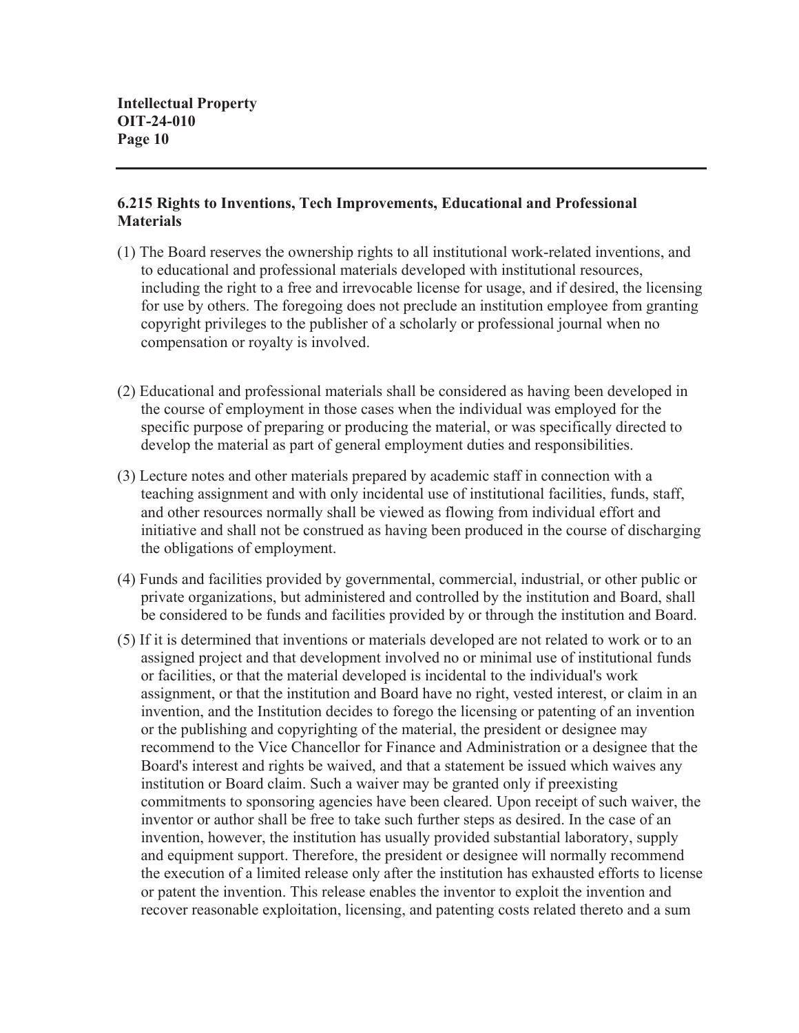### 6.215 Rights to Inventions, Tech Improvements, Educational and Professional Materials

(1) The Board reserves the ownership rights to all institutional work-related inventions, and to educational and professional materials developed with institutional resources, including the right to a free and irrevocable license for usage, and if desired, the licensing for use by others. The foregoing does not preclude an institution employee from granting copyright privileges to the publisher of a scholarly or professional journal when no compensation or royalty is involved.

(2) Educational and professional materials shall be considered as having been developed in the course of employment in those cases when the individual was employed for the specific purpose of preparing or producing the material, or was specifically directed to develop the material as part of general employment duties and responsibilities.

(3) Lecture notes and other materials prepared by academic staff in connection with a teaching assignment and with only incidental use of institutional facilities, funds, staff, and other resources normally shall be viewed as flowing from individual effort and initiative and shall not be construed as having been produced in the course of discharging the obligations of employment.

(4) Funds and facilities provided by governmental, commercial, industrial, or other public or private organizations, but administered and controlled by the institution and Board, shall be considered to be funds and facilities provided by or through the institution and Board.

(5) If it is determined that inventions or materials developed are not related to work or to an assigned project and that development involved no or minimal use of institutional funds or facilities, or that the material developed is incidental to the individual's work assignment, or that the institution and Board have no right, vested interest, or claim in an invention, and the Institution decides to forego the licensing or patenting of an invention or the publishing and copyrighting of the material, the president or designee may recommend to the Vice Chancellor for Finance and Administration or a designee that the Board's interest and rights be waived, and that a statement be issued which waives any institution or Board claim. Such a waiver may be granted only if preexisting commitments to sponsoring agencies have been cleared. Upon receipt of such waiver, the inventor or author shall be free to take such further steps as desired. In the case of an invention, however, the institution has usually provided substantial laboratory, supply and equipment support. Therefore, the president or designee will normally recommend the execution of a limited release only after the institution has exhausted efforts to license or patent the invention. This release enables the inventor to exploit the invention and recover reasonable exploitation, licensing, and patenting costs related thereto and a sum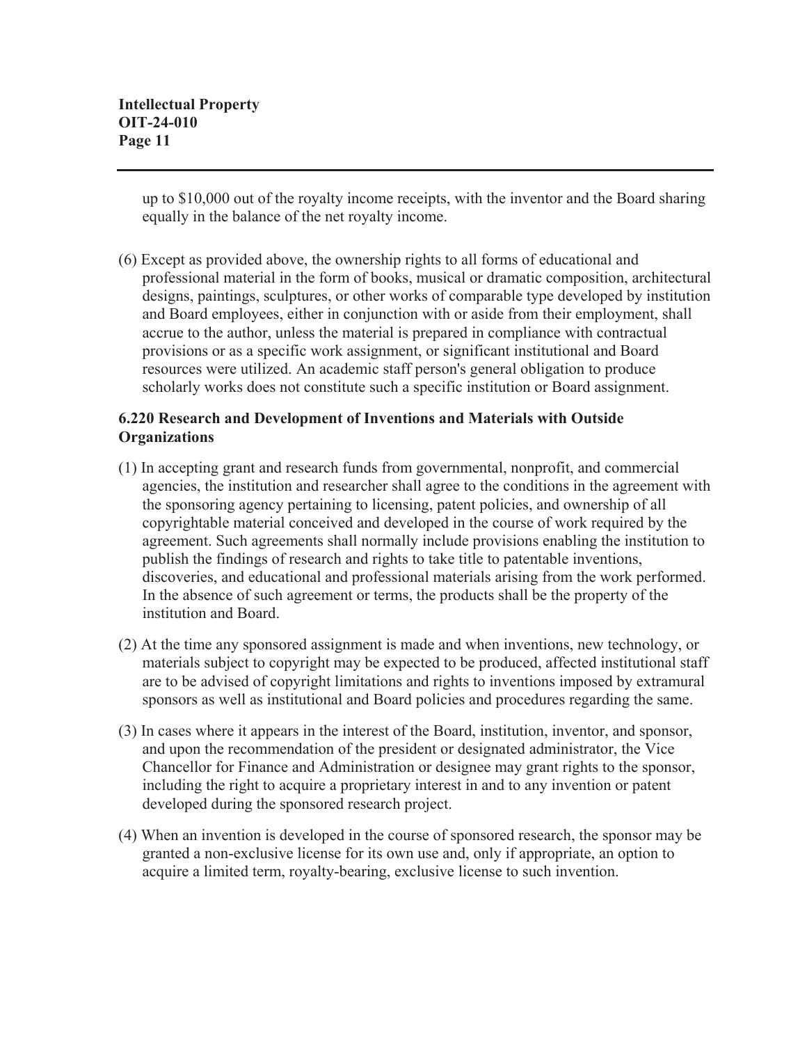up to $10,000 out of the royalty income receipts, with the inventor and the Board sharing equally in the balance of the net royalty income.

(6) Except as provided above, the ownership rights to all forms of educational and professional material in the form of books, musical or dramatic composition, architectural designs, paintings, sculptures, or other works of comparable type developed by institution and Board employees, either in conjunction with or aside from their employment, shall accrue to the author, unless the material is prepared in compliance with contractual provisions or as a specific work assignment, or significant institutional and Board resources were utilized. An academic staff person's general obligation to produce scholarly works does not constitute such a specific institution or Board assignment.

### 6.220 Research and Development of Inventions and Materials with Outside Organizations

(1) In accepting grant and research funds from governmental, nonprofit, and commercial agencies, the institution and researcher shall agree to the conditions in the agreement with the sponsoring agency pertaining to licensing, patent policies, and ownership of all copyrightable material conceived and developed in the course of work required by the agreement. Such agreements shall normally include provisions enabling the institution to publish the findings of research and rights to take title to patentable inventions, discoveries, and educational and professional materials arising from the work performed. In the absence of such agreement or terms, the products shall be the property of the institution and Board.

(2) At the time any sponsored assignment is made and when inventions, new technology, or materials subject to copyright may be expected to be produced, affected institutional staff are to be advised of copyright limitations and rights to inventions imposed by extramural sponsors as well as institutional and Board policies and procedures regarding the same.

(3) In cases where it appears in the interest of the Board, institution, inventor, and sponsor, and upon the recommendation of the president or designated administrator, the Vice Chancellor for Finance and Administration or designee may grant rights to the sponsor, including the right to acquire a proprietary interest in and to any invention or patent developed during the sponsored research project.

(4) When an invention is developed in the course of sponsored research, the sponsor may be granted a non-exclusive license for its own use and, only if appropriate, an option to acquire a limited term, royalty-bearing, exclusive license to such invention.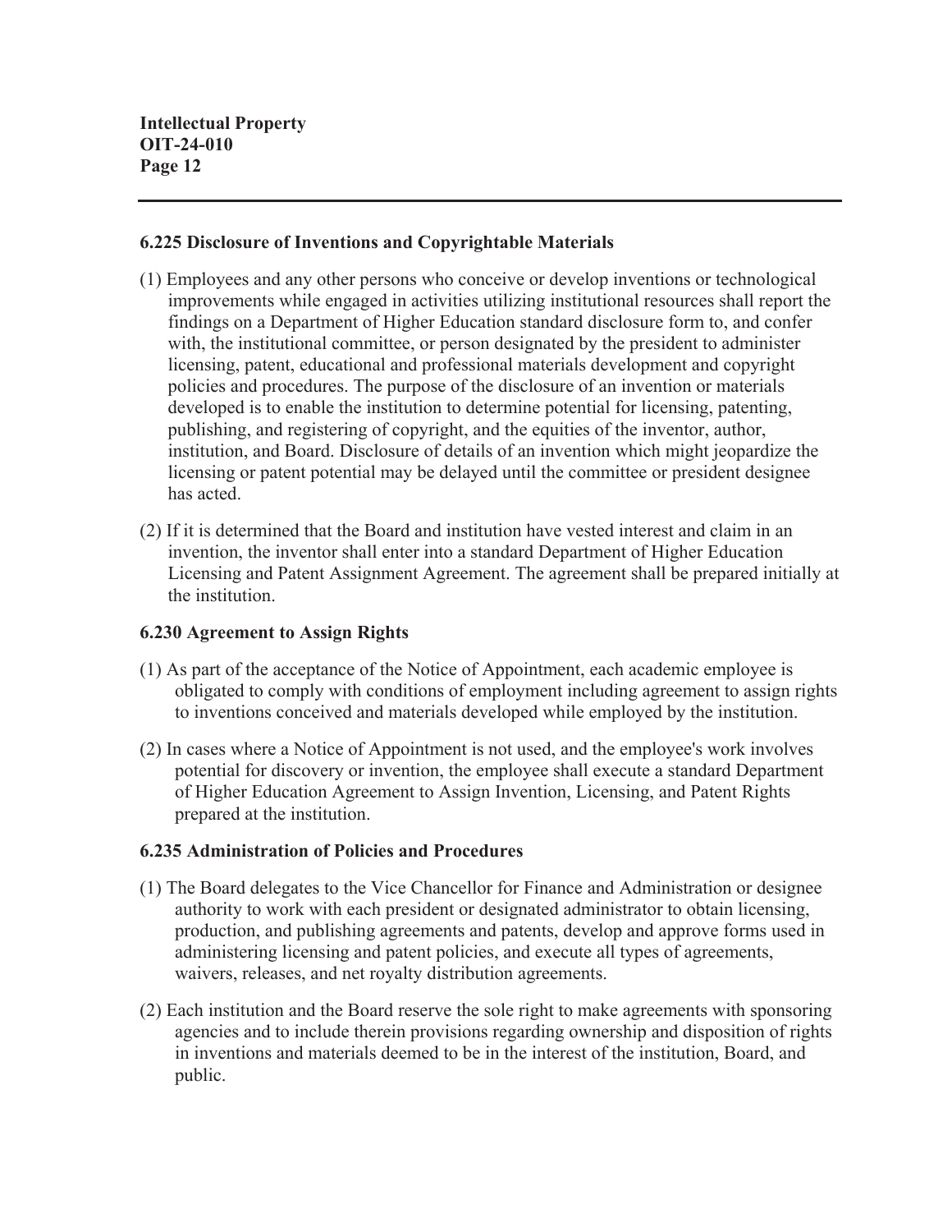### 6.225 Disclosure of Inventions and Copyrightable Materials

(1) Employees and any other persons who conceive or develop inventions or technological improvements while engaged in activities utilizing institutional resources shall report the findings on a Department of Higher Education standard disclosure form to, and confer with, the institutional committee, or person designated by the president to administer licensing, patent, educational and professional materials development and copyright policies and procedures. The purpose of the disclosure of an invention or materials developed is to enable the institution to determine potential for licensing, patenting, publishing, and registering of copyright, and the equities of the inventor, author, institution, and Board. Disclosure of details of an invention which might jeopardize the licensing or patent potential may be delayed until the committee or president designee has acted.

(2) If it is determined that the Board and institution have vested interest and claim in an invention, the inventor shall enter into a standard Department of Higher Education Licensing and Patent Assignment Agreement. The agreement shall be prepared initially at the institution.

### 6.230 Agreement to Assign Rights

(1) As part of the acceptance of the Notice of Appointment, each academic employee is obligated to comply with conditions of employment including agreement to assign rights to inventions conceived and materials developed while employed by the institution.

(2) In cases where a Notice of Appointment is not used, and the employee's work involves potential for discovery or invention, the employee shall execute a standard Department of Higher Education Agreement to Assign Invention, Licensing, and Patent Rights prepared at the institution.

### 6.235 Administration of Policies and Procedures

(1) The Board delegates to the Vice Chancellor for Finance and Administration or designee authority to work with each president or designated administrator to obtain licensing, production, and publishing agreements and patents, develop and approve forms used in administering licensing and patent policies, and execute all types of agreements, waivers, releases, and net royalty distribution agreements.

(2) Each institution and the Board reserve the sole right to make agreements with sponsoring agencies and to include therein provisions regarding ownership and disposition of rights in inventions and materials deemed to be in the interest of the institution, Board, and public.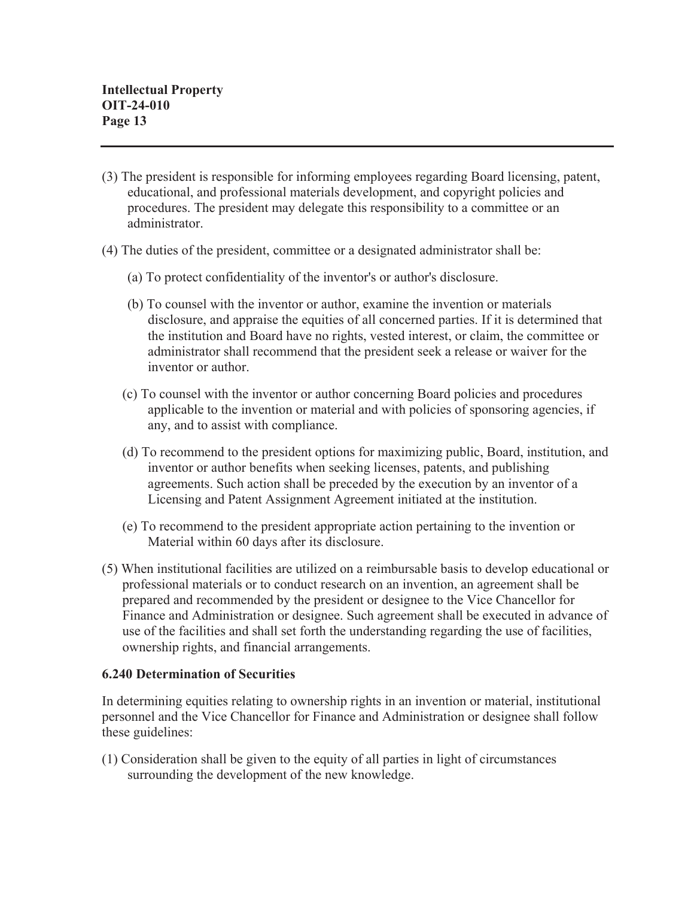(3) The president is responsible for informing employees regarding Board licensing, patent, educational, and professional materials development, and copyright policies and procedures. The president may delegate this responsibility to a committee or an administrator.

(4) The duties of the president, committee or a designated administrator shall be:

   (a) To protect confidentiality of the inventor's or author's disclosure.

   (b) To counsel with the inventor or author, examine the invention or materials disclosure, and appraise the equities of all concerned parties. If it is determined that the institution and Board have no rights, vested interest, or claim, the committee or administrator shall recommend that the president seek a release or waiver for the inventor or author.

   (c) To counsel with the inventor or author concerning Board policies and procedures applicable to the invention or material and with policies of sponsoring agencies, if any, and to assist with compliance.

   (d) To recommend to the president options for maximizing public, Board, institution, and inventor or author benefits when seeking licenses, patents, and publishing agreements. Such action shall be preceded by the execution by an inventor of a Licensing and Patent Assignment Agreement initiated at the institution.

   (e) To recommend to the president appropriate action pertaining to the invention or Material within 60 days after its disclosure.

(5) When institutional facilities are utilized on a reimbursable basis to develop educational or professional materials or to conduct research on an invention, an agreement shall be prepared and recommended by the president or designee to the Vice Chancellor for Finance and Administration or designee. Such agreement shall be executed in advance of use of the facilities and shall set forth the understanding regarding the use of facilities, ownership rights, and financial arrangements.

**6.240 Determination of Securities**

In determining equities relating to ownership rights in an invention or material, institutional personnel and the Vice Chancellor for Finance and Administration or designee shall follow these guidelines:

(1) Consideration shall be given to the equity of all parties in light of circumstances surrounding the development of the new knowledge.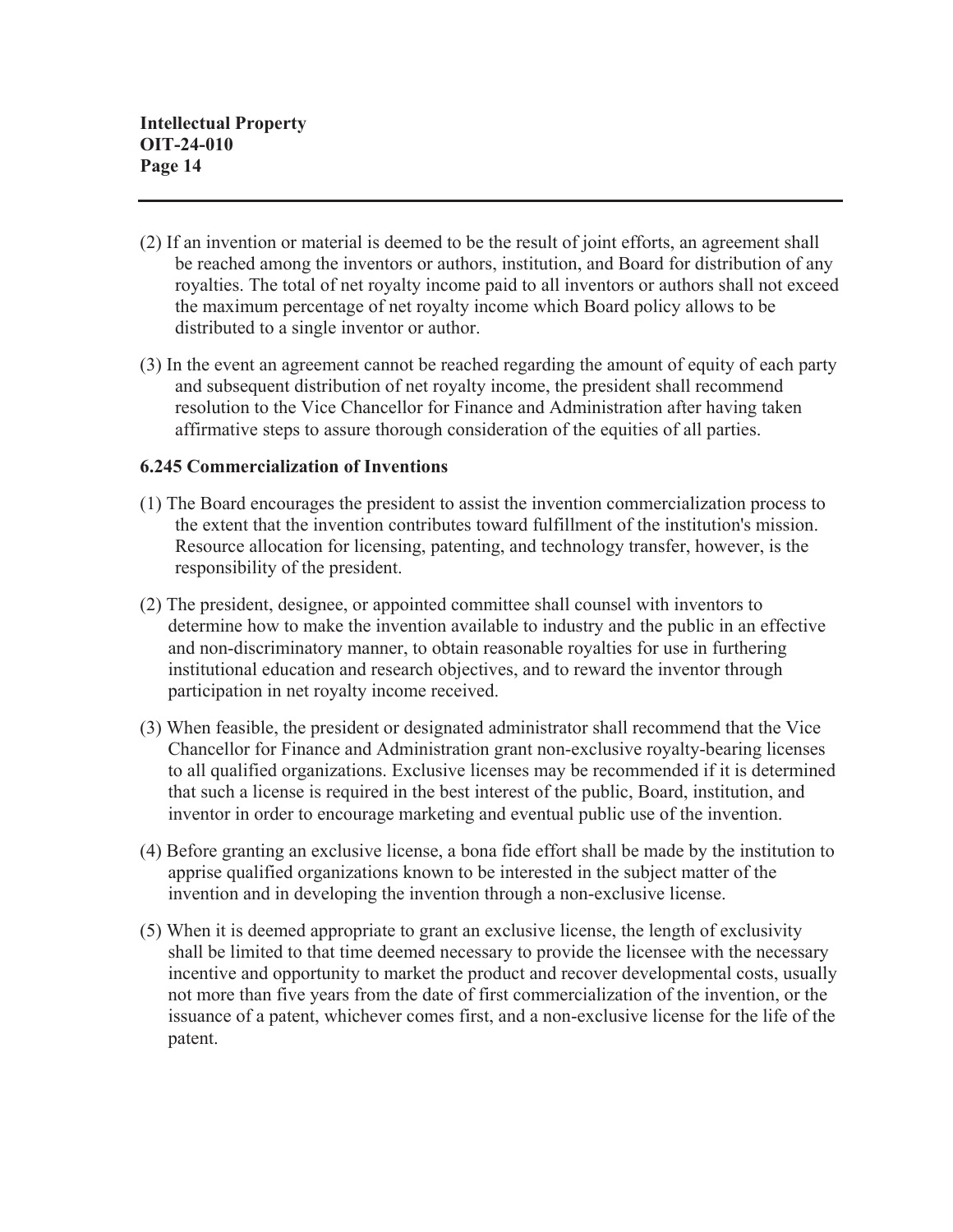(2) If an invention or material is deemed to be the result of joint efforts, an agreement shall be reached among the inventors or authors, institution, and Board for distribution of any royalties. The total of net royalty income paid to all inventors or authors shall not exceed the maximum percentage of net royalty income which Board policy allows to be distributed to a single inventor or author.

(3) In the event an agreement cannot be reached regarding the amount of equity of each party and subsequent distribution of net royalty income, the president shall recommend resolution to the Vice Chancellor for Finance and Administration after having taken affirmative steps to assure thorough consideration of the equities of all parties.

**6.245 Commercialization of Inventions**

(1) The Board encourages the president to assist the invention commercialization process to the extent that the invention contributes toward fulfillment of the institution's mission. Resource allocation for licensing, patenting, and technology transfer, however, is the responsibility of the president.

(2) The president, designee, or appointed committee shall counsel with inventors to determine how to make the invention available to industry and the public in an effective and non-discriminatory manner, to obtain reasonable royalties for use in furthering institutional education and research objectives, and to reward the inventor through participation in net royalty income received.

(3) When feasible, the president or designated administrator shall recommend that the Vice Chancellor for Finance and Administration grant non-exclusive royalty-bearing licenses to all qualified organizations. Exclusive licenses may be recommended if it is determined that such a license is required in the best interest of the public, Board, institution, and inventor in order to encourage marketing and eventual public use of the invention.

(4) Before granting an exclusive license, a bona fide effort shall be made by the institution to apprise qualified organizations known to be interested in the subject matter of the invention and in developing the invention through a non-exclusive license.

(5) When it is deemed appropriate to grant an exclusive license, the length of exclusivity shall be limited to that time deemed necessary to provide the licensee with the necessary incentive and opportunity to market the product and recover developmental costs, usually not more than five years from the date of first commercialization of the invention, or the issuance of a patent, whichever comes first, and a non-exclusive license for the life of the patent.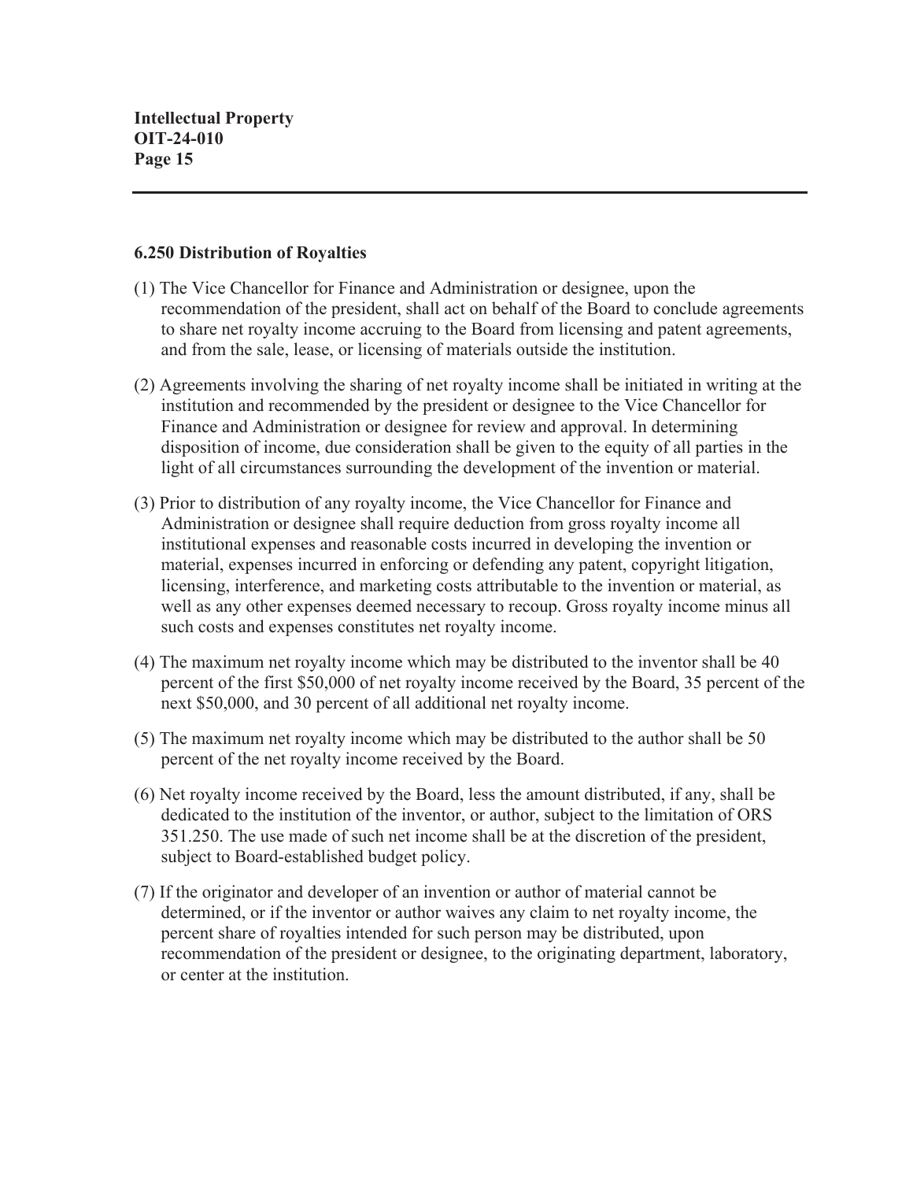## 6.250 Distribution of Royalties

(1) The Vice Chancellor for Finance and Administration or designee, upon the recommendation of the president, shall act on behalf of the Board to conclude agreements to share net royalty income accruing to the Board from licensing and patent agreements, and from the sale, lease, or licensing of materials outside the institution.

(2) Agreements involving the sharing of net royalty income shall be initiated in writing at the institution and recommended by the president or designee to the Vice Chancellor for Finance and Administration or designee for review and approval. In determining disposition of income, due consideration shall be given to the equity of all parties in the light of all circumstances surrounding the development of the invention or material.

(3) Prior to distribution of any royalty income, the Vice Chancellor for Finance and Administration or designee shall require deduction from gross royalty income all institutional expenses and reasonable costs incurred in developing the invention or material, expenses incurred in enforcing or defending any patent, copyright litigation, licensing, interference, and marketing costs attributable to the invention or material, as well as any other expenses deemed necessary to recoup. Gross royalty income minus all such costs and expenses constitutes net royalty income.

(4) The maximum net royalty income which may be distributed to the inventor shall be 40 percent of the first $50,000 of net royalty income received by the Board, 35 percent of the next $50,000, and 30 percent of all additional net royalty income.

(5) The maximum net royalty income which may be distributed to the author shall be 50 percent of the net royalty income received by the Board.

(6) Net royalty income received by the Board, less the amount distributed, if any, shall be dedicated to the institution of the inventor, or author, subject to the limitation of ORS 351.250. The use made of such net income shall be at the discretion of the president, subject to Board-established budget policy.

(7) If the originator and developer of an invention or author of material cannot be determined, or if the inventor or author waives any claim to net royalty income, the percent share of royalties intended for such person may be distributed, upon recommendation of the president or designee, to the originating department, laboratory, or center at the institution.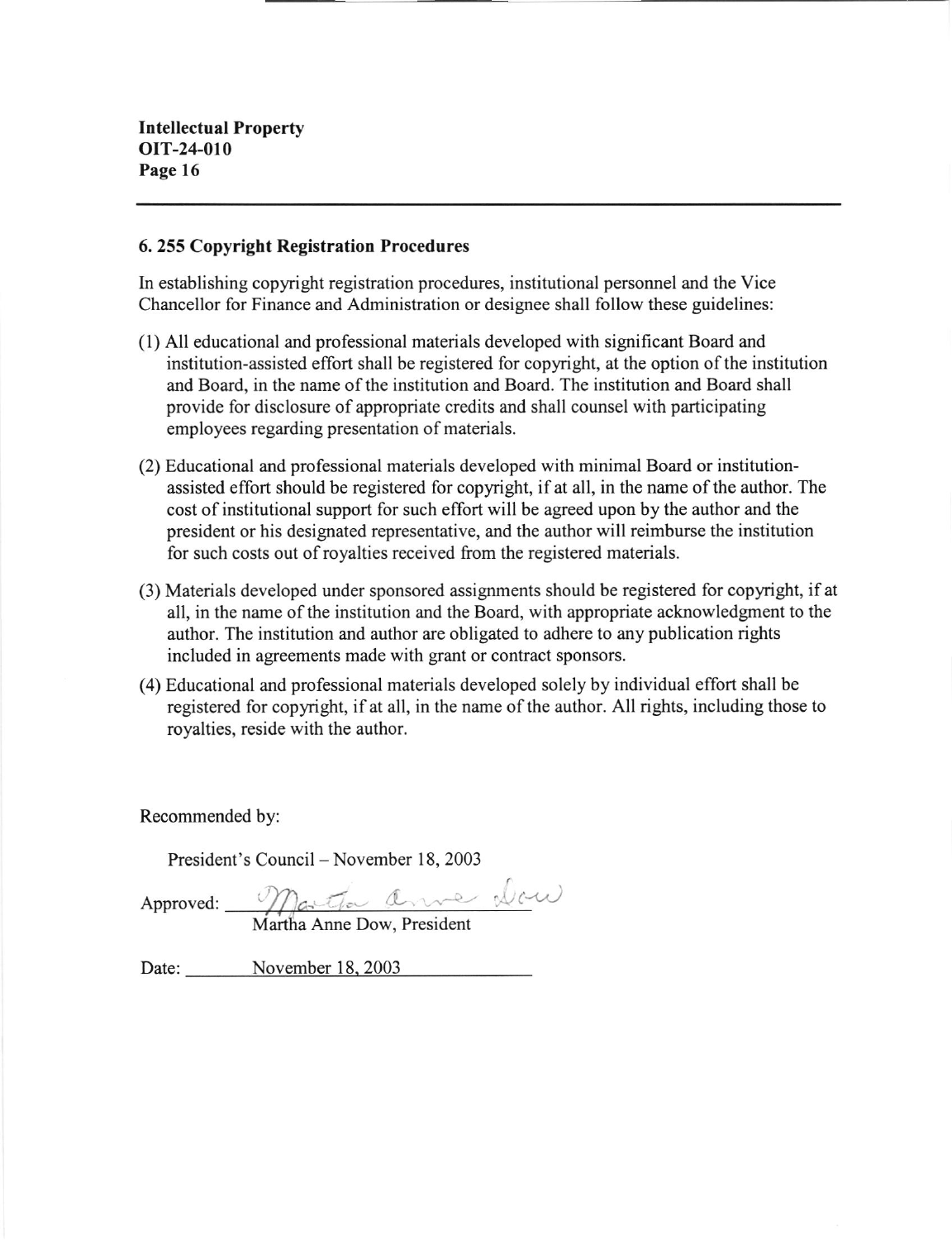## 6. 255 Copyright Registration Procedures

In establishing copyright registration procedures, institutional personnel and the Vice Chancellor for Finance and Administration or designee shall follow these guidelines:

(1) All educational and professional materials developed with significant Board and institution-assisted effort shall be registered for copyright, at the option of the institution and Board, in the name of the institution and Board. The institution and Board shall provide for disclosure of appropriate credits and shall counsel with participating employees regarding presentation of materials.

(2) Educational and professional materials developed with minimal Board or institution-assisted effort should be registered for copyright, if at all, in the name of the author. The cost of institutional support for such effort will be agreed upon by the author and the president or his designated representative, and the author will reimburse the institution for such costs out of royalties received from the registered materials.

(3) Materials developed under sponsored assignments should be registered for copyright, if at all, in the name of the institution and the Board, with appropriate acknowledgment to the author. The institution and author are obligated to adhere to any publication rights included in agreements made with grant or contract sponsors.

(4) Educational and professional materials developed solely by individual effort shall be registered for copyright, if at all, in the name of the author. All rights, including those to royalties, reside with the author.

Recommended by:

President's Council – November 18, 2003

Approved: Martha Anne Dow
Martha Anne Dow, President

Date: November 18, 2003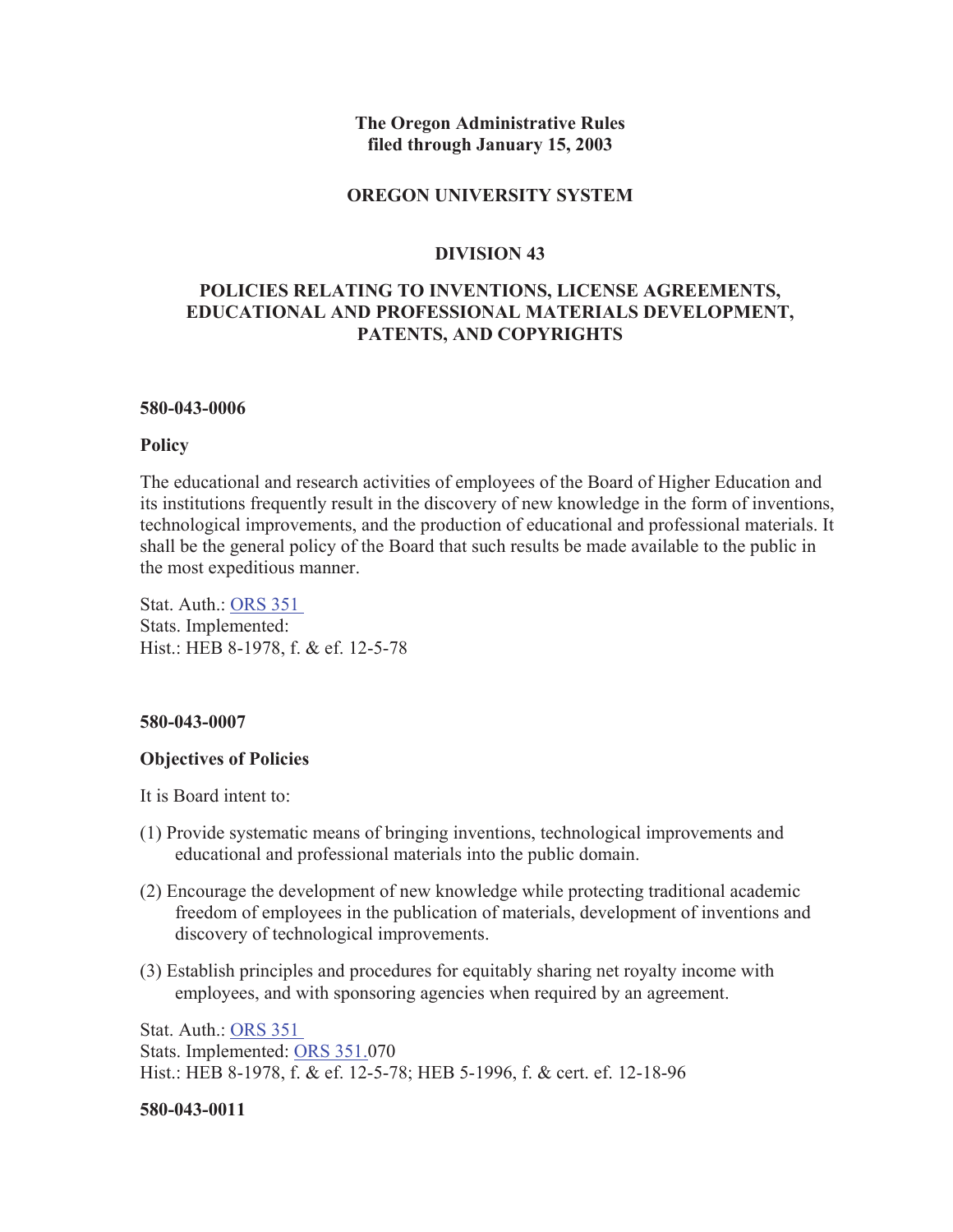**The Oregon Administrative Rules**
**filed through January 15, 2003**

**OREGON UNIVERSITY SYSTEM**

**DIVISION 43**

**POLICIES RELATING TO INVENTIONS, LICENSE AGREEMENTS, EDUCATIONAL AND PROFESSIONAL MATERIALS DEVELOPMENT, PATENTS, AND COPYRIGHTS**

**580-043-0006**

**Policy**

The educational and research activities of employees of the Board of Higher Education and its institutions frequently result in the discovery of new knowledge in the form of inventions, technological improvements, and the production of educational and professional materials. It shall be the general policy of the Board that such results be made available to the public in the most expeditious manner.

Stat. Auth.: ORS 351
Stats. Implemented:
Hist.: HEB 8-1978, f. & ef. 12-5-78

**580-043-0007**

**Objectives of Policies**

It is Board intent to:

(1) Provide systematic means of bringing inventions, technological improvements and educational and professional materials into the public domain.

(2) Encourage the development of new knowledge while protecting traditional academic freedom of employees in the publication of materials, development of inventions and discovery of technological improvements.

(3) Establish principles and procedures for equitably sharing net royalty income with employees, and with sponsoring agencies when required by an agreement.

Stat. Auth.: ORS 351
Stats. Implemented: ORS 351.070
Hist.: HEB 8-1978, f. & ef. 12-5-78; HEB 5-1996, f. & cert. ef. 12-18-96

**580-043-0011**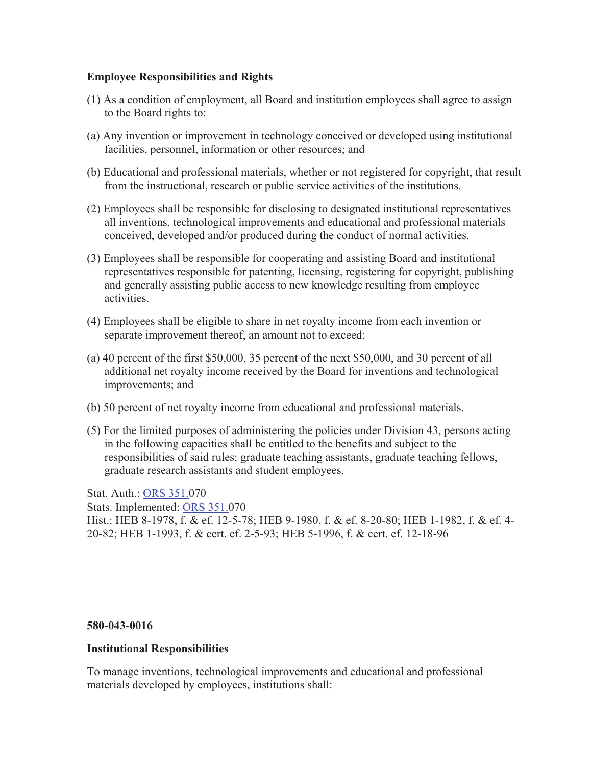**Employee Responsibilities and Rights**

(1) As a condition of employment, all Board and institution employees shall agree to assign to the Board rights to:

(a) Any invention or improvement in technology conceived or developed using institutional facilities, personnel, information or other resources; and

(b) Educational and professional materials, whether or not registered for copyright, that result from the instructional, research or public service activities of the institutions.

(2) Employees shall be responsible for disclosing to designated institutional representatives all inventions, technological improvements and educational and professional materials conceived, developed and/or produced during the conduct of normal activities.

(3) Employees shall be responsible for cooperating and assisting Board and institutional representatives responsible for patenting, licensing, registering for copyright, publishing and generally assisting public access to new knowledge resulting from employee activities.

(4) Employees shall be eligible to share in net royalty income from each invention or separate improvement thereof, an amount not to exceed:

(a) 40 percent of the first $50,000, 35 percent of the next $50,000, and 30 percent of all additional net royalty income received by the Board for inventions and technological improvements; and

(b) 50 percent of net royalty income from educational and professional materials.

(5) For the limited purposes of administering the policies under Division 43, persons acting in the following capacities shall be entitled to the benefits and subject to the responsibilities of said rules: graduate teaching assistants, graduate teaching fellows, graduate research assistants and student employees.

Stat. Auth.: ORS 351.070
Stats. Implemented: ORS 351.070
Hist.: HEB 8-1978, f. & ef. 12-5-78; HEB 9-1980, f. & ef. 8-20-80; HEB 1-1982, f. & ef. 4-20-82; HEB 1-1993, f. & cert. ef. 2-5-93; HEB 5-1996, f. & cert. ef. 12-18-96

**580-043-0016**

**Institutional Responsibilities**

To manage inventions, technological improvements and educational and professional materials developed by employees, institutions shall: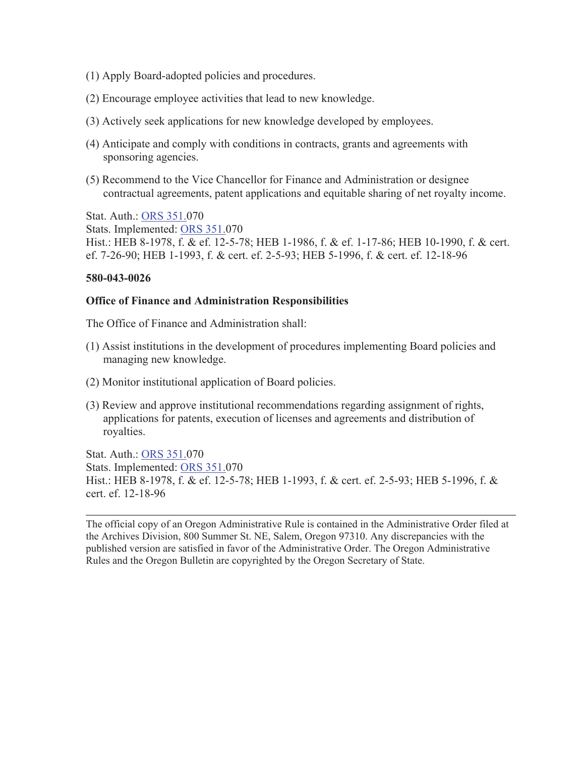(1) Apply Board-adopted policies and procedures.

(2) Encourage employee activities that lead to new knowledge.

(3) Actively seek applications for new knowledge developed by employees.

(4) Anticipate and comply with conditions in contracts, grants and agreements with sponsoring agencies.

(5) Recommend to the Vice Chancellor for Finance and Administration or designee contractual agreements, patent applications and equitable sharing of net royalty income.

Stat. Auth.: ORS 351.070
Stats. Implemented: ORS 351.070
Hist.: HEB 8-1978, f. & ef. 12-5-78; HEB 1-1986, f. & ef. 1-17-86; HEB 10-1990, f. & cert. ef. 7-26-90; HEB 1-1993, f. & cert. ef. 2-5-93; HEB 5-1996, f. & cert. ef. 12-18-96

**580-043-0026**

**Office of Finance and Administration Responsibilities**

The Office of Finance and Administration shall:

(1) Assist institutions in the development of procedures implementing Board policies and managing new knowledge.

(2) Monitor institutional application of Board policies.

(3) Review and approve institutional recommendations regarding assignment of rights, applications for patents, execution of licenses and agreements and distribution of royalties.

Stat. Auth.: ORS 351.070
Stats. Implemented: ORS 351.070
Hist.: HEB 8-1978, f. & ef. 12-5-78; HEB 1-1993, f. & cert. ef. 2-5-93; HEB 5-1996, f. & cert. ef. 12-18-96

---

The official copy of an Oregon Administrative Rule is contained in the Administrative Order filed at the Archives Division, 800 Summer St. NE, Salem, Oregon 97310. Any discrepancies with the published version are satisfied in favor of the Administrative Order. The Oregon Administrative Rules and the Oregon Bulletin are copyrighted by the Oregon Secretary of State.